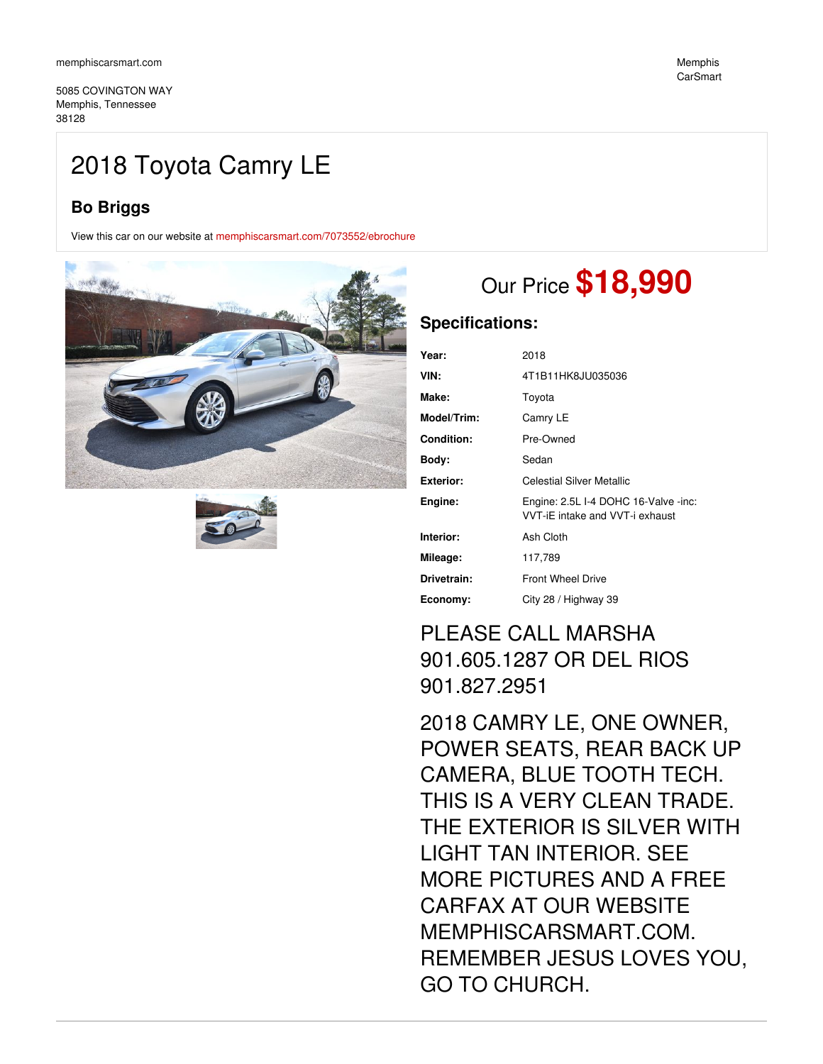memphiscarsmart.com

5085 COVINGTON WAY
Memphis, Tennessee
38128

Memphis CarSmart

# 2018 Toyota Camry LE

## Bo Briggs

View this car on our website at memphiscarsmart.com/7073552/ebrochure

Our Price **$18,990**

## Specifications:

| | |
|---|---|
| **Year:** | 2018 |
| **VIN:** | 4T1B11HK8JU035036 |
| **Make:** | Toyota |
| **Model/Trim:** | Camry LE |
| **Condition:** | Pre-Owned |
| **Body:** | Sedan |
| **Exterior:** | Celestial Silver Metallic |
| **Engine:** | Engine: 2.5L I-4 DOHC 16-Valve -inc: VVT-iE intake and VVT-i exhaust |
| **Interior:** | Ash Cloth |
| **Mileage:** | 117,789 |
| **Drivetrain:** | Front Wheel Drive |
| **Economy:** | City 28 / Highway 39 |

PLEASE CALL MARSHA 901.605.1287 OR DEL RIOS 901.827.2951

2018 CAMRY LE, ONE OWNER, POWER SEATS, REAR BACK UP CAMERA, BLUE TOOTH TECH. THIS IS A VERY CLEAN TRADE. THE EXTERIOR IS SILVER WITH LIGHT TAN INTERIOR. SEE MORE PICTURES AND A FREE CARFAX AT OUR WEBSITE MEMPHISCARSMART.COM. REMEMBER JESUS LOVES YOU, GO TO CHURCH.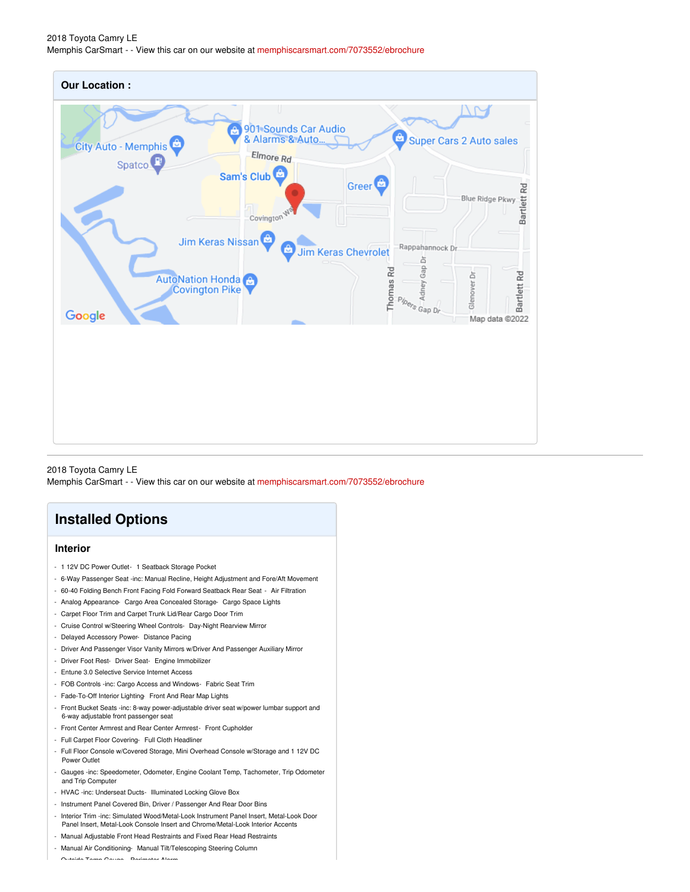2018 Toyota Camry LE
Memphis CarSmart - - View this car on our website at memphiscarsmart.com/7073552/ebrochure

## Our Location :

2018 Toyota Camry LE
Memphis CarSmart - - View this car on our website at memphiscarsmart.com/7073552/ebrochure

# Installed Options

## Interior

- 1 12V DC Power Outlet- 1 Seatback Storage Pocket
- 6-Way Passenger Seat -inc: Manual Recline, Height Adjustment and Fore/Aft Movement
- 60-40 Folding Bench Front Facing Fold Forward Seatback Rear Seat - Air Filtration
- Analog Appearance- Cargo Area Concealed Storage- Cargo Space Lights
- Carpet Floor Trim and Carpet Trunk Lid/Rear Cargo Door Trim
- Cruise Control w/Steering Wheel Controls- Day-Night Rearview Mirror
- Delayed Accessory Power- Distance Pacing
- Driver And Passenger Visor Vanity Mirrors w/Driver And Passenger Auxiliary Mirror
- Driver Foot Rest- Driver Seat- Engine Immobilizer
- Entune 3.0 Selective Service Internet Access
- FOB Controls -inc: Cargo Access and Windows- Fabric Seat Trim
- Fade-To-Off Interior Lighting- Front And Rear Map Lights
- Front Bucket Seats -inc: 8-way power-adjustable driver seat w/power lumbar support and 6-way adjustable front passenger seat
- Front Center Armrest and Rear Center Armrest- Front Cupholder
- Full Carpet Floor Covering- Full Cloth Headliner
- Full Floor Console w/Covered Storage, Mini Overhead Console w/Storage and 1 12V DC Power Outlet
- Gauges -inc: Speedometer, Odometer, Engine Coolant Temp, Tachometer, Trip Odometer and Trip Computer
- HVAC -inc: Underseat Ducts- Illuminated Locking Glove Box
- Instrument Panel Covered Bin, Driver / Passenger And Rear Door Bins
- Interior Trim -inc: Simulated Wood/Metal-Look Instrument Panel Insert, Metal-Look Door Panel Insert, Metal-Look Console Insert and Chrome/Metal-Look Interior Accents
- Manual Adjustable Front Head Restraints and Fixed Rear Head Restraints
- Manual Air Conditioning- Manual Tilt/Telescoping Steering Column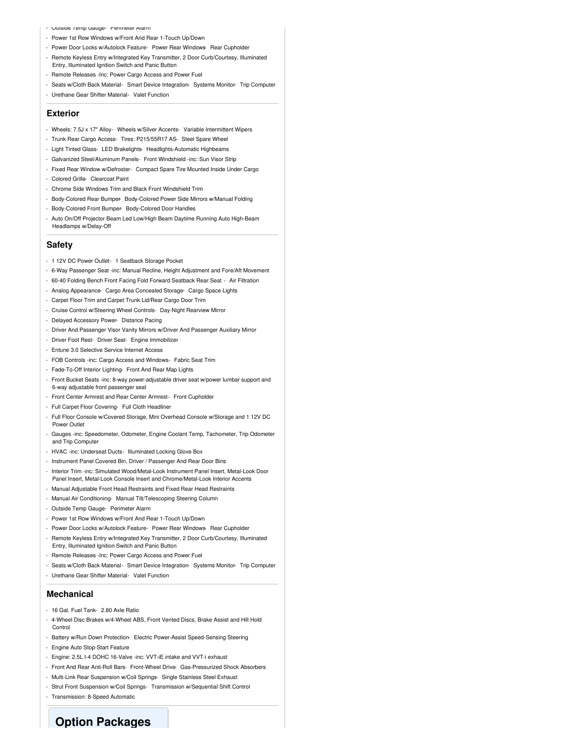- Outside Temp Gauge- Perimeter Alarm
- Power 1st Row Windows w/Front And Rear 1-Touch Up/Down
- Power Door Locks w/Autolock Feature- Power Rear Windows- Rear Cupholder
- Remote Keyless Entry w/Integrated Key Transmitter, 2 Door Curb/Courtesy, Illuminated Entry, Illuminated Ignition Switch and Panic Button
- Remote Releases -Inc: Power Cargo Access and Power Fuel
- Seats w/Cloth Back Material- Smart Device Integration- Systems Monitor- Trip Computer
- Urethane Gear Shifter Material- Valet Function

## Exterior

- Wheels: 7.5J x 17" Alloy- Wheels w/Silver Accents- Variable Intermittent Wipers
- Trunk Rear Cargo Access- Tires: P215/55R17 AS- Steel Spare Wheel
- Light Tinted Glass- LED Brakelights- Headlights-Automatic Highbeams
- Galvanized Steel/Aluminum Panels- Front Windshield -inc: Sun Visor Strip
- Fixed Rear Window w/Defroster- Compact Spare Tire Mounted Inside Under Cargo
- Colored Grille- Clearcoat Paint
- Chrome Side Windows Trim and Black Front Windshield Trim
- Body-Colored Rear Bumper- Body-Colored Power Side Mirrors w/Manual Folding
- Body-Colored Front Bumper- Body-Colored Door Handles
- Auto On/Off Projector Beam Led Low/High Beam Daytime Running Auto High-Beam Headlamps w/Delay-Off

## Safety

- 1 12V DC Power Outlet- 1 Seatback Storage Pocket
- 6-Way Passenger Seat -inc: Manual Recline, Height Adjustment and Fore/Aft Movement
- 60-40 Folding Bench Front Facing Fold Forward Seatback Rear Seat - Air Filtration
- Analog Appearance- Cargo Area Concealed Storage- Cargo Space Lights
- Carpet Floor Trim and Carpet Trunk Lid/Rear Cargo Door Trim
- Cruise Control w/Steering Wheel Controls- Day-Night Rearview Mirror
- Delayed Accessory Power- Distance Pacing
- Driver And Passenger Visor Vanity Mirrors w/Driver And Passenger Auxiliary Mirror
- Driver Foot Rest- Driver Seat- Engine Immobilizer
- Entune 3.0 Selective Service Internet Access
- FOB Controls -inc: Cargo Access and Windows- Fabric Seat Trim
- Fade-To-Off Interior Lighting- Front And Rear Map Lights
- Front Bucket Seats -inc: 8-way power-adjustable driver seat w/power lumbar support and 6-way adjustable front passenger seat
- Front Center Armrest and Rear Center Armrest- Front Cupholder
- Full Carpet Floor Covering- Full Cloth Headliner
- Full Floor Console w/Covered Storage, Mini Overhead Console w/Storage and 1 12V DC Power Outlet
- Gauges -inc: Speedometer, Odometer, Engine Coolant Temp, Tachometer, Trip Odometer and Trip Computer
- HVAC -inc: Underseat Ducts- Illuminated Locking Glove Box
- Instrument Panel Covered Bin, Driver / Passenger And Rear Door Bins
- Interior Trim -inc: Simulated Wood/Metal-Look Instrument Panel Insert, Metal-Look Door Panel Insert, Metal-Look Console Insert and Chrome/Metal-Look Interior Accents
- Manual Adjustable Front Head Restraints and Fixed Rear Head Restraints
- Manual Air Conditioning- Manual Tilt/Telescoping Steering Column
- Outside Temp Gauge- Perimeter Alarm
- Power 1st Row Windows w/Front And Rear 1-Touch Up/Down
- Power Door Locks w/Autolock Feature- Power Rear Windows- Rear Cupholder
- Remote Keyless Entry w/Integrated Key Transmitter, 2 Door Curb/Courtesy, Illuminated Entry, Illuminated Ignition Switch and Panic Button
- Remote Releases -Inc: Power Cargo Access and Power Fuel
- Seats w/Cloth Back Material- Smart Device Integration- Systems Monitor- Trip Computer
- Urethane Gear Shifter Material- Valet Function

## Mechanical

- 16 Gal. Fuel Tank- 2.80 Axle Ratio
- 4-Wheel Disc Brakes w/4-Wheel ABS, Front Vented Discs, Brake Assist and Hill Hold Control
- Battery w/Run Down Protection- Electric Power-Assist Speed-Sensing Steering
- Engine Auto Stop-Start Feature
- Engine: 2.5L I-4 DOHC 16-Valve -inc: VVT-iE intake and VVT-i exhaust
- Front And Rear Anti-Roll Bars- Front-Wheel Drive- Gas-Pressurized Shock Absorbers
- Multi-Link Rear Suspension w/Coil Springs- Single Stainless Steel Exhaust
- Strut Front Suspension w/Coil Springs- Transmission w/Sequential Shift Control
- Transmission: 8-Speed Automatic

# Option Packages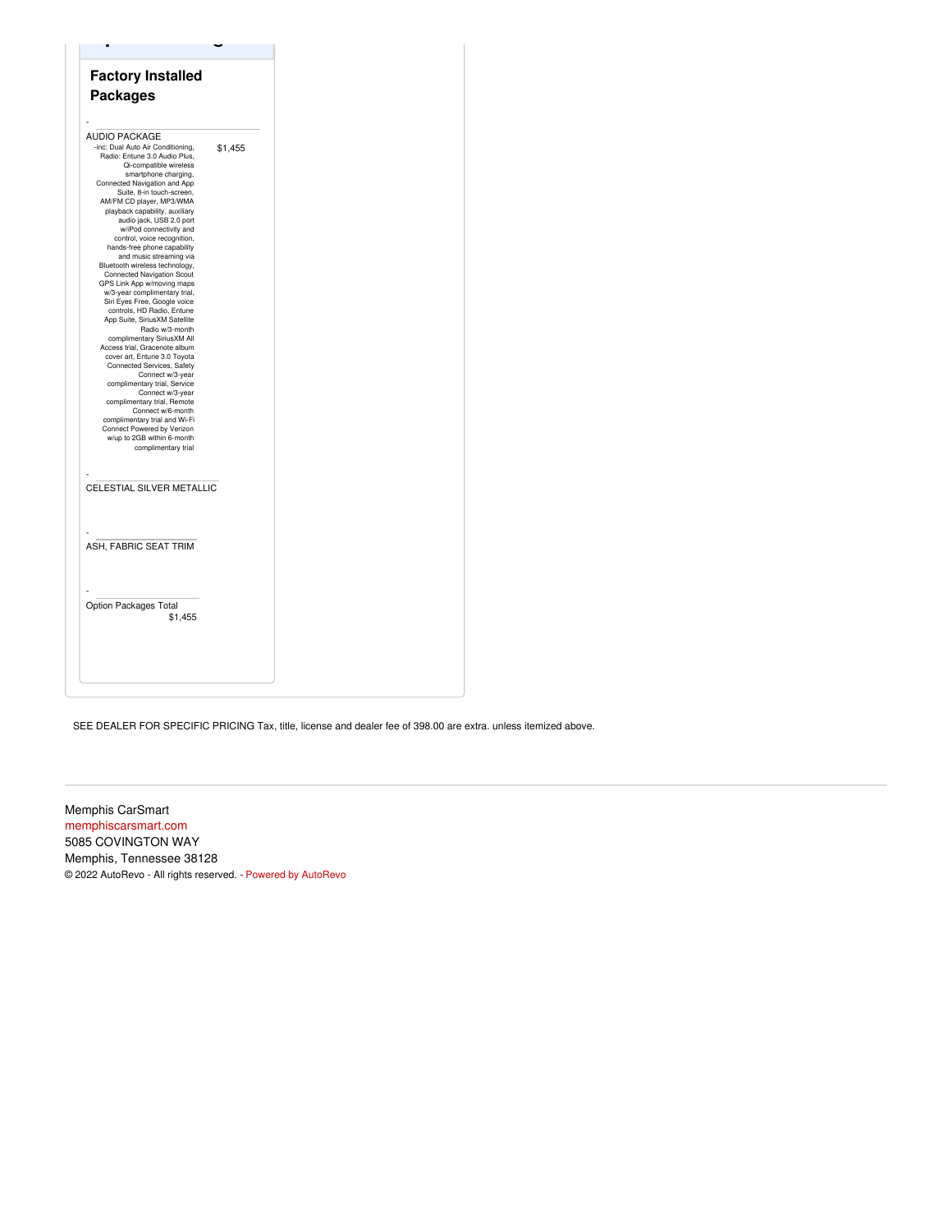## Factory Installed Packages

-

AUDIO PACKAGE

-inc: Dual Auto Air Conditioning, Radio: Entune 3.0 Audio Plus, Qi-compatible wireless smartphone charging, Connected Navigation and App Suite, 8-in touch-screen, AM/FM CD player, MP3/WMA playback capability, auxiliary audio jack, USB 2.0 port w/iPod connectivity and control, voice recognition, hands-free phone capability and music streaming via Bluetooth wireless technology, Connected Navigation Scout GPS Link App w/moving maps w/3-year complimentary trial, Siri Eyes Free, Google voice controls, HD Radio, Entune App Suite, SiriusXM Satellite Radio w/3-month complimentary SiriusXM All Access trial, Gracenote album cover art, Entune 3.0 Toyota Connected Services, Safety Connect w/3-year complimentary trial, Service Connect w/3-year complimentary trial, Remote Connect w/6-month complimentary trial and Wi-Fi Connect Powered by Verizon w/up to 2GB within 6-month complimentary trial — $1,455

-

CELESTIAL SILVER METALLIC

-

ASH, FABRIC SEAT TRIM

-

Option Packages Total — $1,455

SEE DEALER FOR SPECIFIC PRICING Tax, title, license and dealer fee of 398.00 are extra. unless itemized above.

Memphis CarSmart
memphiscarsmart.com
5085 COVINGTON WAY
Memphis, Tennessee 38128
© 2022 AutoRevo - All rights reserved. - Powered by AutoRevo